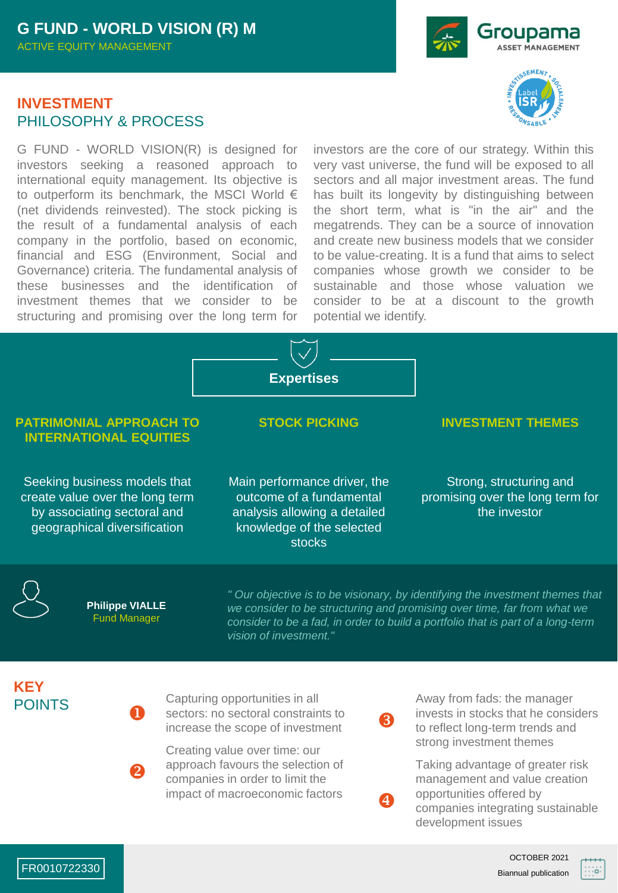# G FUND - WORLD VISION (R) M

ACTIVE EQUITY MANAGEMENT

## INVESTMENT PHILOSOPHY & PROCESS

G FUND - WORLD VISION(R) is designed for investors seeking a reasoned approach to international equity management. Its objective is to outperform its benchmark, the MSCI World € (net dividends reinvested). The stock picking is the result of a fundamental analysis of each company in the portfolio, based on economic, financial and ESG (Environment, Social and Governance) criteria. The fundamental analysis of these businesses and the identification of investment themes that we consider to be structuring and promising over the long term for investors are the core of our strategy. Within this very vast universe, the fund will be exposed to all sectors and all major investment areas. The fund has built its longevity by distinguishing between the short term, what is "in the air" and the megatrends. They can be a source of innovation and create new business models that we consider to be value-creating. It is a fund that aims to select companies whose growth we consider to be sustainable and those whose valuation we consider to be at a discount to the growth potential we identify.

## Expertises

### PATRIMONIAL APPROACH TO INTERNATIONAL EQUITIES

Seeking business models that create value over the long term by associating sectoral and geographical diversification

### STOCK PICKING

Main performance driver, the outcome of a fundamental analysis allowing a detailed knowledge of the selected stocks

### INVESTMENT THEMES

Strong, structuring and promising over the long term for the investor

**Philippe VIALLE**
Fund Manager

*" Our objective is to be visionary, by identifying the investment themes that we consider to be structuring and promising over time, far from what we consider to be a fad, in order to build a portfolio that is part of a long-term vision of investment."*

## KEY POINTS

1. Capturing opportunities in all sectors: no sectoral constraints to increase the scope of investment
2. Creating value over time: our approach favours the selection of companies in order to limit the impact of macroeconomic factors
3. Away from fads: the manager invests in stocks that he considers to reflect long-term trends and strong investment themes
4. Taking advantage of greater risk management and value creation opportunities offered by companies integrating sustainable development issues

FR0010722330

OCTOBER 2021
Biannual publication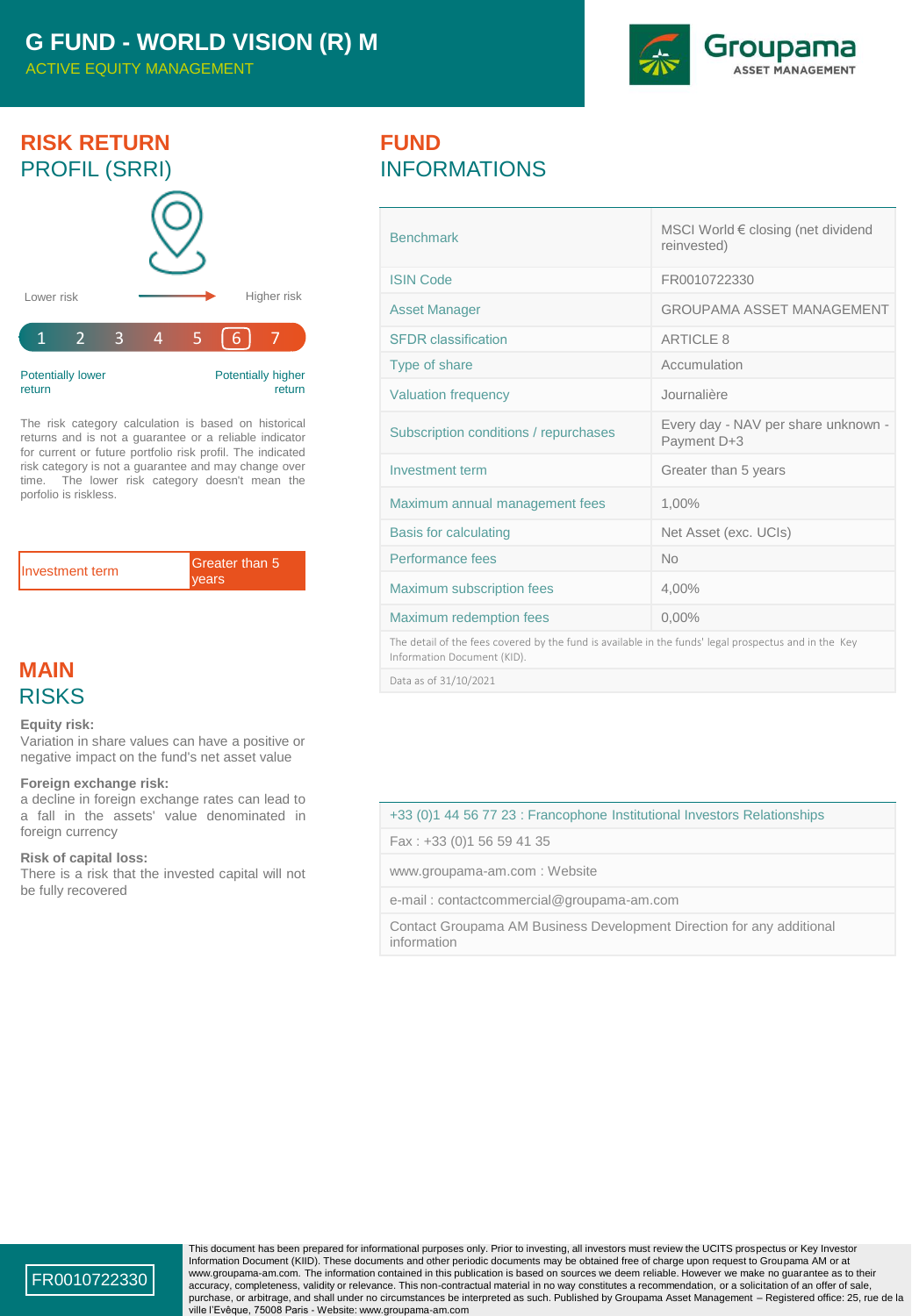# G FUND - WORLD VISION (R) M

ACTIVE EQUITY MANAGEMENT

## RISK RETURN PROFIL (SRRI)

Lower risk → Higher risk

1 2 3 4 5 **6** 7

Potentially lower return — Potentially higher return

The risk category calculation is based on historical returns and is not a guarantee or a reliable indicator for current or future portfolio risk profil. The indicated risk category is not a guarantee and may change over time. The lower risk category doesn't mean the porfolio is riskless.

| | |
|---|---|
| Investment term | Greater than 5 years |

## MAIN RISKS

**Equity risk:**
Variation in share values can have a positive or negative impact on the fund's net asset value

**Foreign exchange risk:**
a decline in foreign exchange rates can lead to a fall in the assets' value denominated in foreign currency

**Risk of capital loss:**
There is a risk that the invested capital will not be fully recovered

## FUND INFORMATIONS

| | |
|---|---|
| Benchmark | MSCI World € closing (net dividend reinvested) |
| ISIN Code | FR0010722330 |
| Asset Manager | GROUPAMA ASSET MANAGEMENT |
| SFDR classification | ARTICLE 8 |
| Type of share | Accumulation |
| Valuation frequency | Journalière |
| Subscription conditions / repurchases | Every day - NAV per share unknown - Payment D+3 |
| Investment term | Greater than 5 years |
| Maximum annual management fees | 1,00% |
| Basis for calculating | Net Asset (exc. UCIs) |
| Performance fees | No |
| Maximum subscription fees | 4,00% |
| Maximum redemption fees | 0,00% |

The detail of the fees covered by the fund is available in the funds' legal prospectus and in the Key Information Document (KID).

Data as of 31/10/2021

+33 (0)1 44 56 77 23 : Francophone Institutional Investors Relationships

Fax : +33 (0)1 56 59 41 35

www.groupama-am.com : Website

e-mail : contactcommercial@groupama-am.com

Contact Groupama AM Business Development Direction for any additional information

FR0010722330

This document has been prepared for informational purposes only. Prior to investing, all investors must review the UCITS prospectus or Key Investor Information Document (KIID). These documents and other periodic documents may be obtained free of charge upon request to Groupama AM or at www.groupama-am.com. The information contained in this publication is based on sources we deem reliable. However we make no guarantee as to their accuracy, completeness, validity or relevance. This non-contractual material in no way constitutes a recommendation, or a solicitation of an offer of sale, purchase, or arbitrage, and shall under no circumstances be interpreted as such. Published by Groupama Asset Management – Registered office: 25, rue de la ville l'Evêque, 75008 Paris - Website: www.groupama-am.com